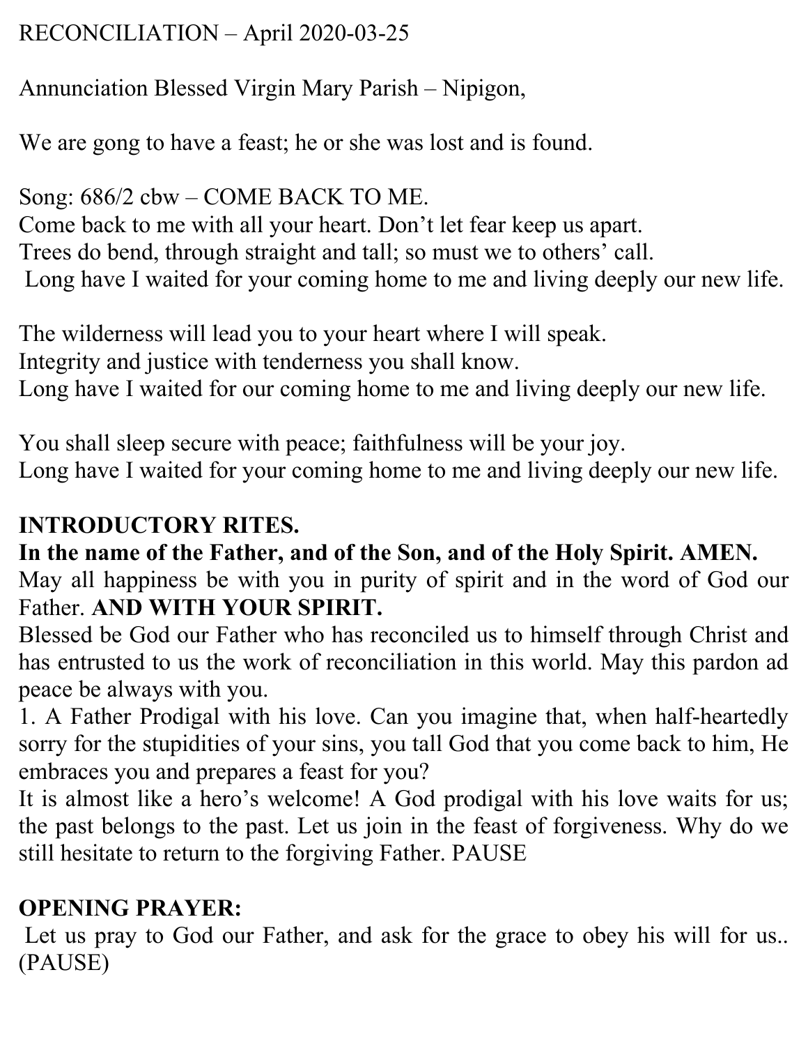RECONCILIATION – April 2020-03-25

Annunciation Blessed Virgin Mary Parish – Nipigon,

We are gong to have a feast; he or she was lost and is found.

Song: 686/2 cbw – COME BACK TO ME.
Come back to me with all your heart. Don't let fear keep us apart.
Trees do bend, through straight and tall; so must we to others' call.
Long have I waited for your coming home to me and living deeply our new life.

The wilderness will lead you to your heart where I will speak.
Integrity and justice with tenderness you shall know.
Long have I waited for our coming home to me and living deeply our new life.

You shall sleep secure with peace; faithfulness will be your joy.
Long have I waited for your coming home to me and living deeply our new life.

## INTRODUCTORY RITES.

**In the name of the Father, and of the Son, and of the Holy Spirit. AMEN.**
May all happiness be with you in purity of spirit and in the word of God our Father. **AND WITH YOUR SPIRIT.**
Blessed be God our Father who has reconciled us to himself through Christ and has entrusted to us the work of reconciliation in this world. May this pardon ad peace be always with you.
1. A Father Prodigal with his love. Can you imagine that, when half-heartedly sorry for the stupidities of your sins, you tall God that you come back to him, He embraces you and prepares a feast for you?
It is almost like a hero's welcome! A God prodigal with his love waits for us; the past belongs to the past. Let us join in the feast of forgiveness. Why do we still hesitate to return to the forgiving Father. PAUSE

## OPENING PRAYER:

Let us pray to God our Father, and ask for the grace to obey his will for us.. (PAUSE)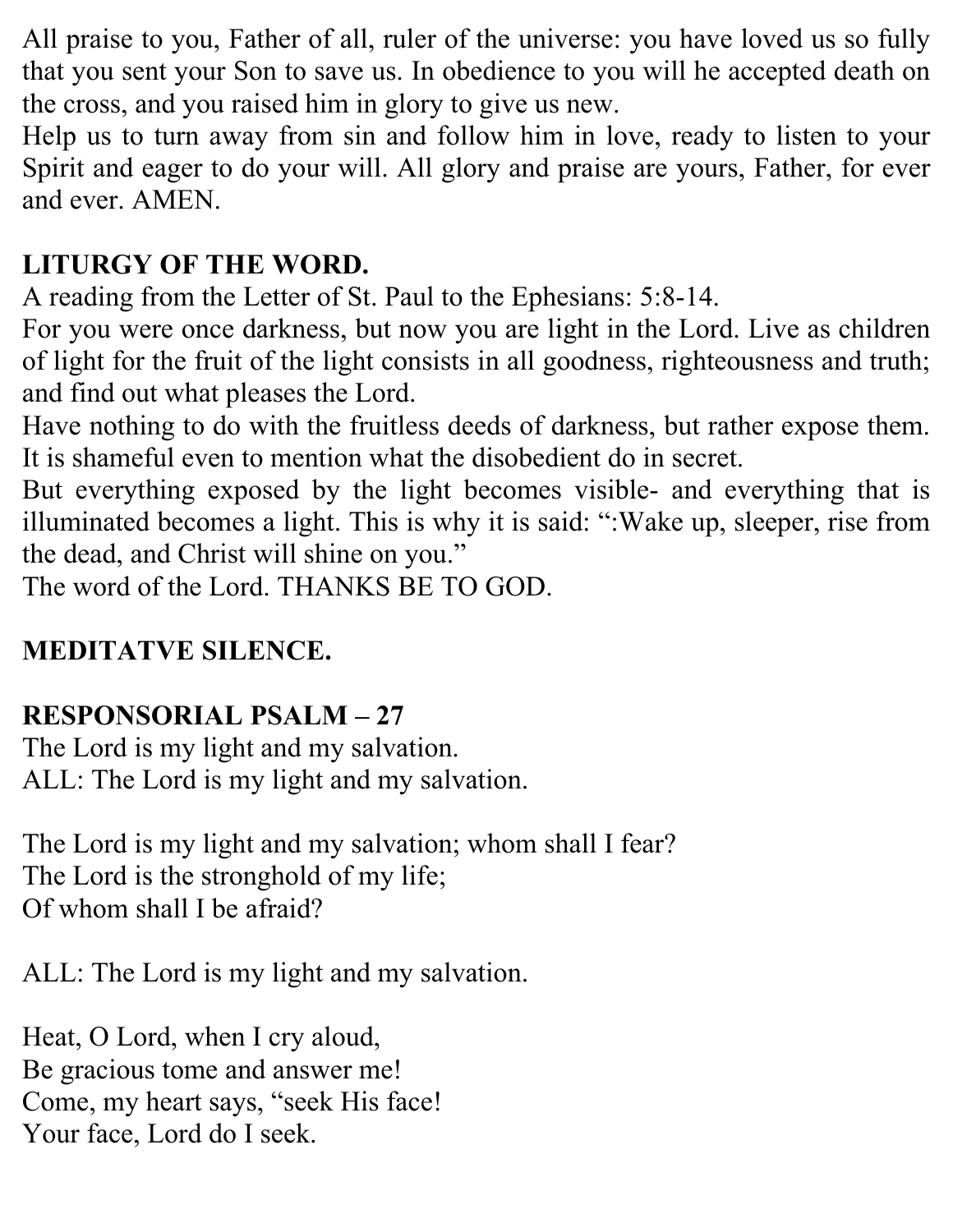All praise to you, Father of all, ruler of the universe: you have loved us so fully that you sent your Son to save us. In obedience to you will he accepted death on the cross, and you raised him in glory to give us new.

Help us to turn away from sin and follow him in love, ready to listen to your Spirit and eager to do your will. All glory and praise are yours, Father, for ever and ever. AMEN.

**LITURGY OF THE WORD.**

A reading from the Letter of St. Paul to the Ephesians: 5:8-14.

For you were once darkness, but now you are light in the Lord. Live as children of light for the fruit of the light consists in all goodness, righteousness and truth; and find out what pleases the Lord.

Have nothing to do with the fruitless deeds of darkness, but rather expose them. It is shameful even to mention what the disobedient do in secret.

But everything exposed by the light becomes visible- and everything that is illuminated becomes a light. This is why it is said: ":Wake up, sleeper, rise from the dead, and Christ will shine on you."

The word of the Lord. THANKS BE TO GOD.

**MEDITATVE SILENCE.**

**RESPONSORIAL PSALM – 27**

The Lord is my light and my salvation.
ALL: The Lord is my light and my salvation.

The Lord is my light and my salvation; whom shall I fear?
The Lord is the stronghold of my life;
Of whom shall I be afraid?

ALL: The Lord is my light and my salvation.

Heat, O Lord, when I cry aloud,
Be gracious tome and answer me!
Come, my heart says, "seek His face!
Your face, Lord do I seek.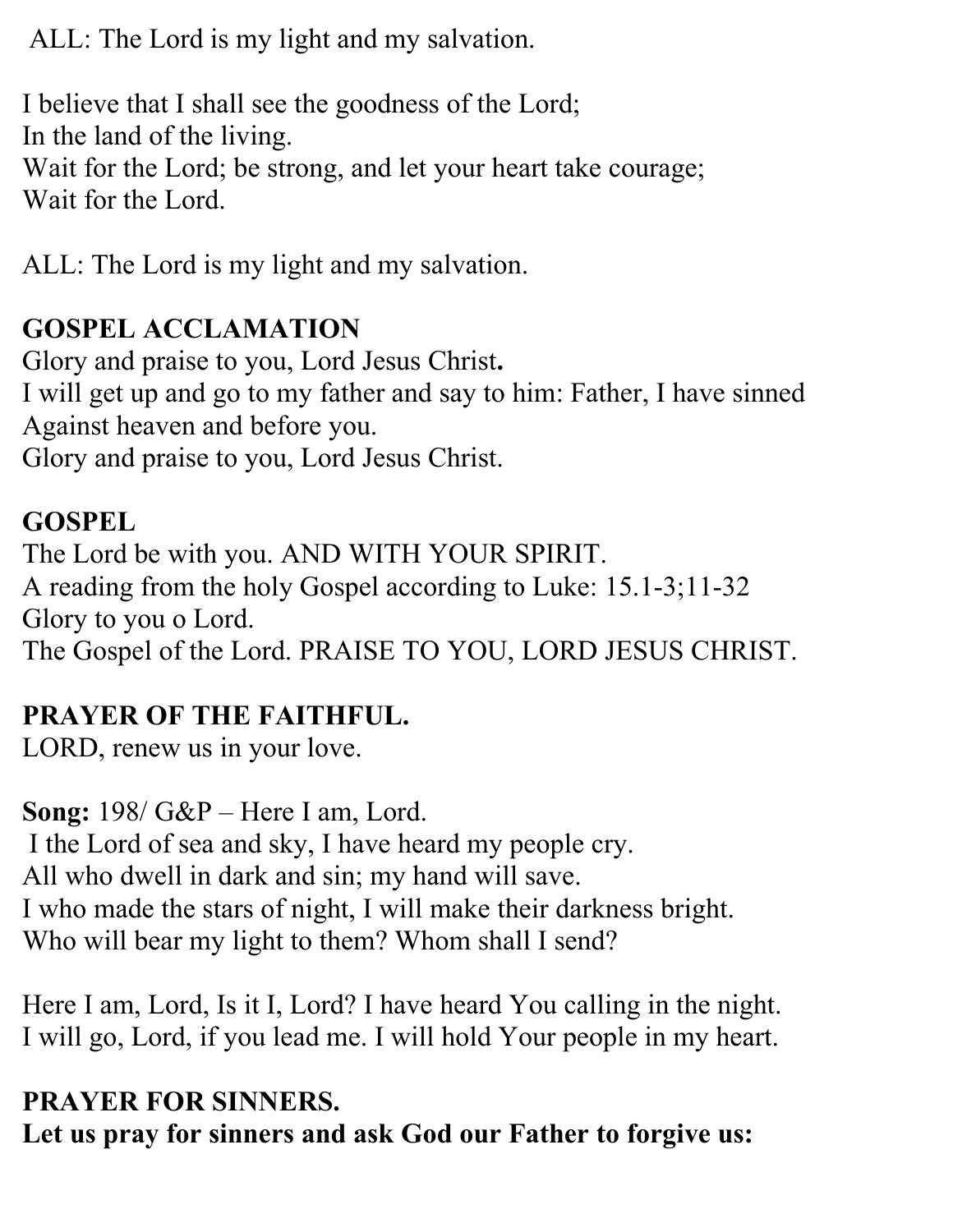ALL: The Lord is my light and my salvation.

I believe that I shall see the goodness of the Lord;
In the land of the living.
Wait for the Lord; be strong, and let your heart take courage;
Wait for the Lord.

ALL: The Lord is my light and my salvation.

**GOSPEL ACCLAMATION**
Glory and praise to you, Lord Jesus Christ**.**
I will get up and go to my father and say to him: Father, I have sinned
Against heaven and before you.
Glory and praise to you, Lord Jesus Christ.

**GOSPEL**
The Lord be with you. AND WITH YOUR SPIRIT.
A reading from the holy Gospel according to Luke: 15.1-3;11-32
Glory to you o Lord.
The Gospel of the Lord. PRAISE TO YOU, LORD JESUS CHRIST.

**PRAYER OF THE FAITHFUL.**
LORD, renew us in your love.

**Song:** 198/ G&P – Here I am, Lord.
I the Lord of sea and sky, I have heard my people cry.
All who dwell in dark and sin; my hand will save.
I who made the stars of night, I will make their darkness bright.
Who will bear my light to them? Whom shall I send?

Here I am, Lord, Is it I, Lord? I have heard You calling in the night.
I will go, Lord, if you lead me. I will hold Your people in my heart.

**PRAYER FOR SINNERS.**
**Let us pray for sinners and ask God our Father to forgive us:**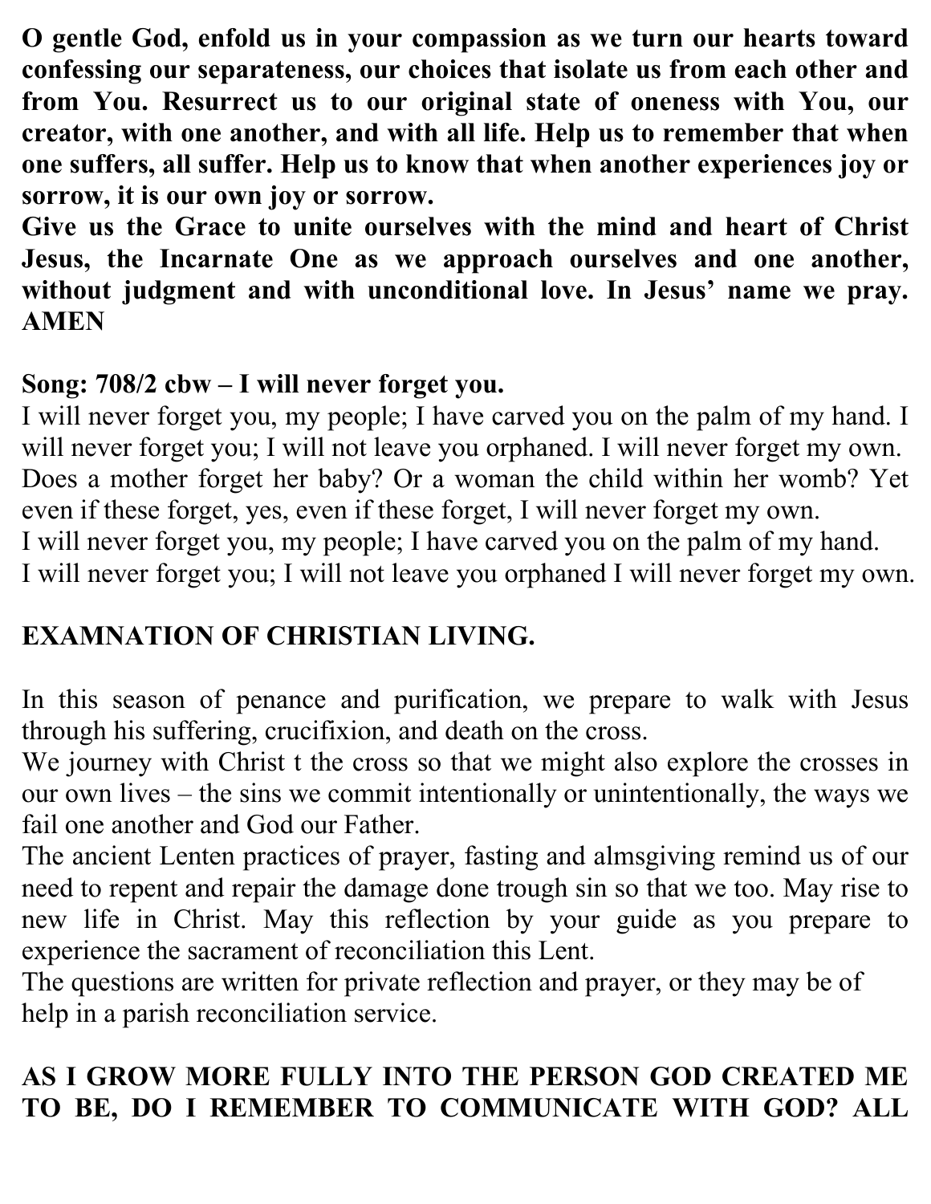**O gentle God, enfold us in your compassion as we turn our hearts toward confessing our separateness, our choices that isolate us from each other and from You. Resurrect us to our original state of oneness with You, our creator, with one another, and with all life. Help us to remember that when one suffers, all suffer. Help us to know that when another experiences joy or sorrow, it is our own joy or sorrow.**
**Give us the Grace to unite ourselves with the mind and heart of Christ Jesus, the Incarnate One as we approach ourselves and one another, without judgment and with unconditional love. In Jesus' name we pray. AMEN**

**Song: 708/2 cbw – I will never forget you.**
I will never forget you, my people; I have carved you on the palm of my hand. I will never forget you; I will not leave you orphaned. I will never forget my own.
Does a mother forget her baby? Or a woman the child within her womb? Yet even if these forget, yes, even if these forget, I will never forget my own.
I will never forget you, my people; I have carved you on the palm of my hand.
I will never forget you; I will not leave you orphaned I will never forget my own.

**EXAMNATION OF CHRISTIAN LIVING.**

In this season of penance and purification, we prepare to walk with Jesus through his suffering, crucifixion, and death on the cross.
We journey with Christ t the cross so that we might also explore the crosses in our own lives – the sins we commit intentionally or unintentionally, the ways we fail one another and God our Father.
The ancient Lenten practices of prayer, fasting and almsgiving remind us of our need to repent and repair the damage done trough sin so that we too. May rise to new life in Christ. May this reflection by your guide as you prepare to experience the sacrament of reconciliation this Lent.
The questions are written for private reflection and prayer, or they may be of help in a parish reconciliation service.

**AS I GROW MORE FULLY INTO THE PERSON GOD CREATED ME TO BE, DO I REMEMBER TO COMMUNICATE WITH GOD? ALL**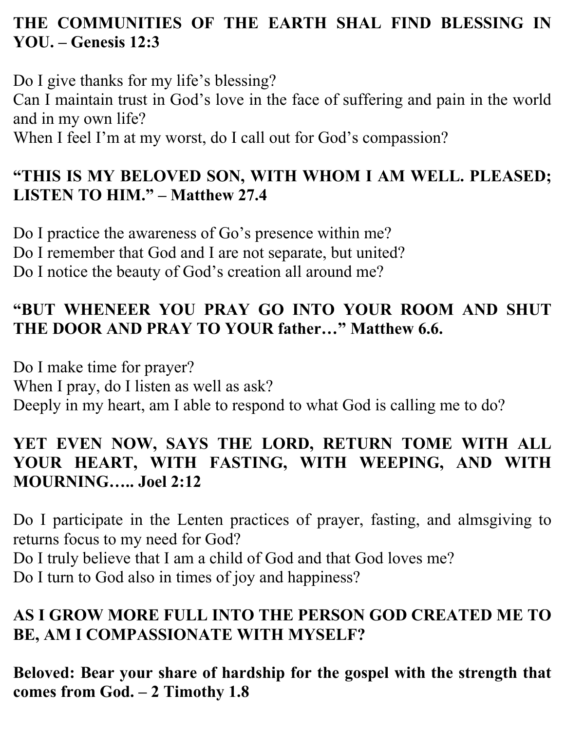**THE COMMUNITIES OF THE EARTH SHAL FIND BLESSING IN YOU. – Genesis 12:3**

Do I give thanks for my life's blessing?
Can I maintain trust in God's love in the face of suffering and pain in the world and in my own life?
When I feel I'm at my worst, do I call out for God's compassion?

**"THIS IS MY BELOVED SON, WITH WHOM I AM WELL. PLEASED; LISTEN TO HIM." – Matthew 27.4**

Do I practice the awareness of Go's presence within me?
Do I remember that God and I are not separate, but united?
Do I notice the beauty of God's creation all around me?

**"BUT WHENEER YOU PRAY GO INTO YOUR ROOM AND SHUT THE DOOR AND PRAY TO YOUR father…" Matthew 6.6.**

Do I make time for prayer?
When I pray, do I listen as well as ask?
Deeply in my heart, am I able to respond to what God is calling me to do?

**YET EVEN NOW, SAYS THE LORD, RETURN TOME WITH ALL YOUR HEART, WITH FASTING, WITH WEEPING, AND WITH MOURNING….. Joel 2:12**

Do I participate in the Lenten practices of prayer, fasting, and almsgiving to returns focus to my need for God?
Do I truly believe that I am a child of God and that God loves me?
Do I turn to God also in times of joy and happiness?

**AS I GROW MORE FULL INTO THE PERSON GOD CREATED ME TO BE, AM I COMPASSIONATE WITH MYSELF?**

**Beloved: Bear your share of hardship for the gospel with the strength that comes from God. – 2 Timothy 1.8**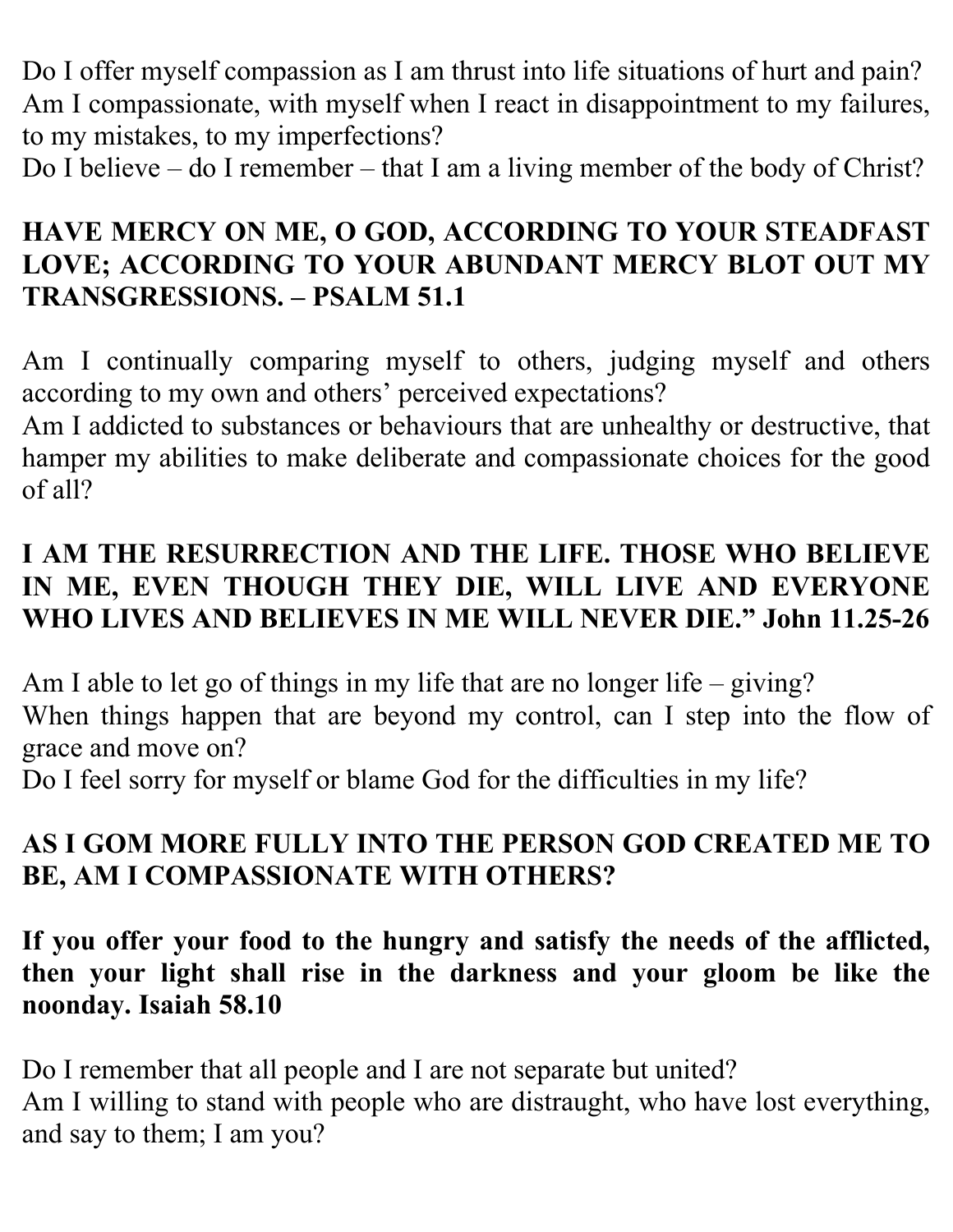Do I offer myself compassion as I am thrust into life situations of hurt and pain?
Am I compassionate, with myself when I react in disappointment to my failures, to my mistakes, to my imperfections?
Do I believe – do I remember – that I am a living member of the body of Christ?

**HAVE MERCY ON ME, O GOD, ACCORDING TO YOUR STEADFAST LOVE; ACCORDING TO YOUR ABUNDANT MERCY BLOT OUT MY TRANSGRESSIONS. – PSALM 51.1**

Am I continually comparing myself to others, judging myself and others according to my own and others' perceived expectations?
Am I addicted to substances or behaviours that are unhealthy or destructive, that hamper my abilities to make deliberate and compassionate choices for the good of all?

**I AM THE RESURRECTION AND THE LIFE. THOSE WHO BELIEVE IN ME, EVEN THOUGH THEY DIE, WILL LIVE AND EVERYONE WHO LIVES AND BELIEVES IN ME WILL NEVER DIE." John 11.25-26**

Am I able to let go of things in my life that are no longer life – giving?
When things happen that are beyond my control, can I step into the flow of grace and move on?
Do I feel sorry for myself or blame God for the difficulties in my life?

**AS I GOM MORE FULLY INTO THE PERSON GOD CREATED ME TO BE, AM I COMPASSIONATE WITH OTHERS?**

**If you offer your food to the hungry and satisfy the needs of the afflicted, then your light shall rise in the darkness and your gloom be like the noonday. Isaiah 58.10**

Do I remember that all people and I are not separate but united?
Am I willing to stand with people who are distraught, who have lost everything, and say to them; I am you?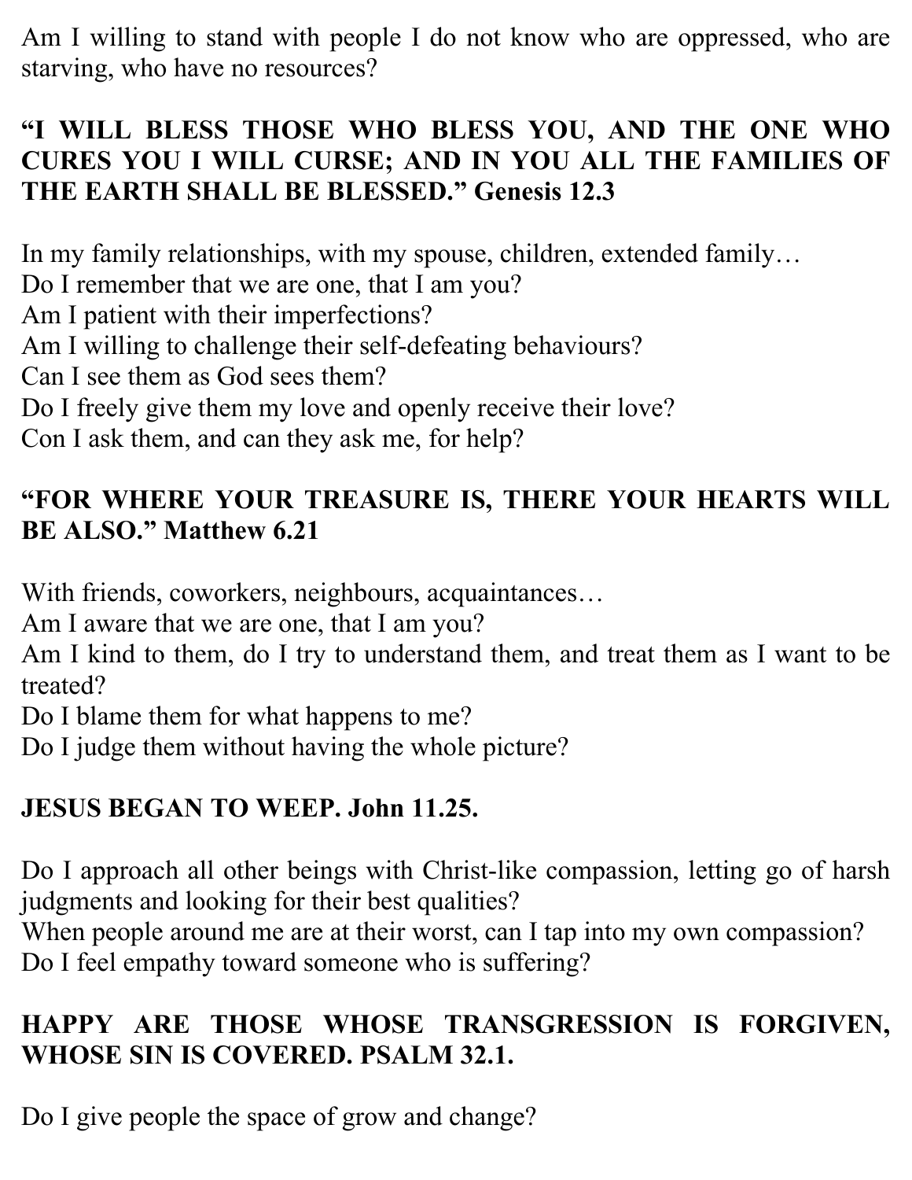Am I willing to stand with people I do not know who are oppressed, who are starving, who have no resources?

**"I WILL BLESS THOSE WHO BLESS YOU, AND THE ONE WHO CURES YOU I WILL CURSE; AND IN YOU ALL THE FAMILIES OF THE EARTH SHALL BE BLESSED." Genesis 12.3**

In my family relationships, with my spouse, children, extended family…
Do I remember that we are one, that I am you?
Am I patient with their imperfections?
Am I willing to challenge their self-defeating behaviours?
Can I see them as God sees them?
Do I freely give them my love and openly receive their love?
Con I ask them, and can they ask me, for help?

**"FOR WHERE YOUR TREASURE IS, THERE YOUR HEARTS WILL BE ALSO." Matthew 6.21**

With friends, coworkers, neighbours, acquaintances…
Am I aware that we are one, that I am you?
Am I kind to them, do I try to understand them, and treat them as I want to be treated?
Do I blame them for what happens to me?
Do I judge them without having the whole picture?

**JESUS BEGAN TO WEEP. John 11.25.**

Do I approach all other beings with Christ-like compassion, letting go of harsh judgments and looking for their best qualities?
When people around me are at their worst, can I tap into my own compassion?
Do I feel empathy toward someone who is suffering?

**HAPPY ARE THOSE WHOSE TRANSGRESSION IS FORGIVEN, WHOSE SIN IS COVERED. PSALM 32.1.**

Do I give people the space of grow and change?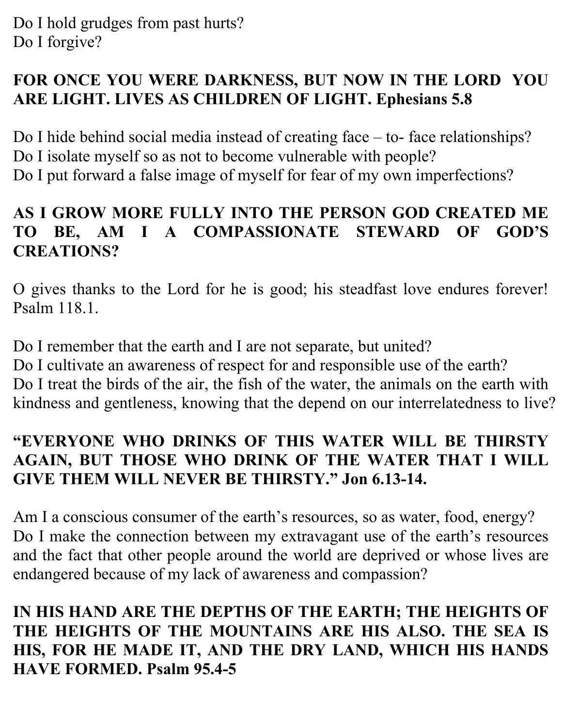Do I hold grudges from past hurts?
Do I forgive?

**FOR ONCE YOU WERE DARKNESS, BUT NOW IN THE LORD YOU ARE LIGHT. LIVES AS CHILDREN OF LIGHT. Ephesians 5.8**

Do I hide behind social media instead of creating face – to- face relationships?
Do I isolate myself so as not to become vulnerable with people?
Do I put forward a false image of myself for fear of my own imperfections?

**AS I GROW MORE FULLY INTO THE PERSON GOD CREATED ME TO BE, AM I A COMPASSIONATE STEWARD OF GOD'S CREATIONS?**

O gives thanks to the Lord for he is good; his steadfast love endures forever! Psalm 118.1.

Do I remember that the earth and I are not separate, but united?
Do I cultivate an awareness of respect for and responsible use of the earth?
Do I treat the birds of the air, the fish of the water, the animals on the earth with kindness and gentleness, knowing that the depend on our interrelatedness to live?

**"EVERYONE WHO DRINKS OF THIS WATER WILL BE THIRSTY AGAIN, BUT THOSE WHO DRINK OF THE WATER THAT I WILL GIVE THEM WILL NEVER BE THIRSTY." Jon 6.13-14.**

Am I a conscious consumer of the earth's resources, so as water, food, energy?
Do I make the connection between my extravagant use of the earth's resources and the fact that other people around the world are deprived or whose lives are endangered because of my lack of awareness and compassion?

**IN HIS HAND ARE THE DEPTHS OF THE EARTH; THE HEIGHTS OF THE HEIGHTS OF THE MOUNTAINS ARE HIS ALSO. THE SEA IS HIS, FOR HE MADE IT, AND THE DRY LAND, WHICH HIS HANDS HAVE FORMED. Psalm 95.4-5**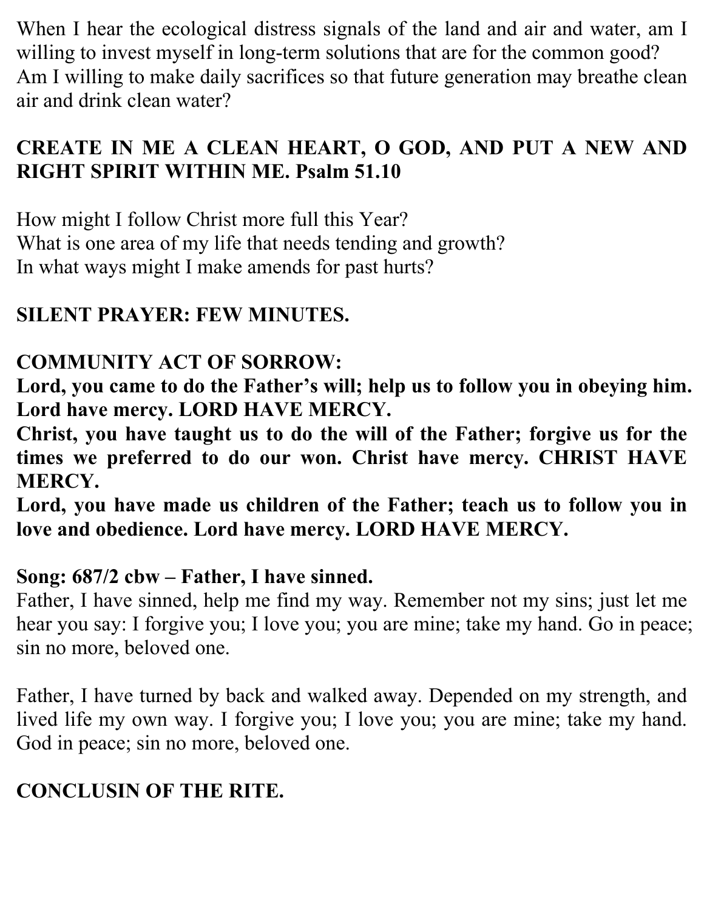When I hear the ecological distress signals of the land and air and water, am I willing to invest myself in long-term solutions that are for the common good? Am I willing to make daily sacrifices so that future generation may breathe clean air and drink clean water?

**CREATE IN ME A CLEAN HEART, O GOD, AND PUT A NEW AND RIGHT SPIRIT WITHIN ME. Psalm 51.10**

How might I follow Christ more full this Year?
What is one area of my life that needs tending and growth?
In what ways might I make amends for past hurts?

**SILENT PRAYER: FEW MINUTES.**

**COMMUNITY ACT OF SORROW:**
**Lord, you came to do the Father's will; help us to follow you in obeying him. Lord have mercy. LORD HAVE MERCY.**
**Christ, you have taught us to do the will of the Father; forgive us for the times we preferred to do our won. Christ have mercy. CHRIST HAVE MERCY.**
**Lord, you have made us children of the Father; teach us to follow you in love and obedience. Lord have mercy. LORD HAVE MERCY.**

**Song: 687/2 cbw – Father, I have sinned.**
Father, I have sinned, help me find my way. Remember not my sins; just let me hear you say: I forgive you; I love you; you are mine; take my hand. Go in peace; sin no more, beloved one.

Father, I have turned by back and walked away. Depended on my strength, and lived life my own way. I forgive you; I love you; you are mine; take my hand. God in peace; sin no more, beloved one.

**CONCLUSIN OF THE RITE.**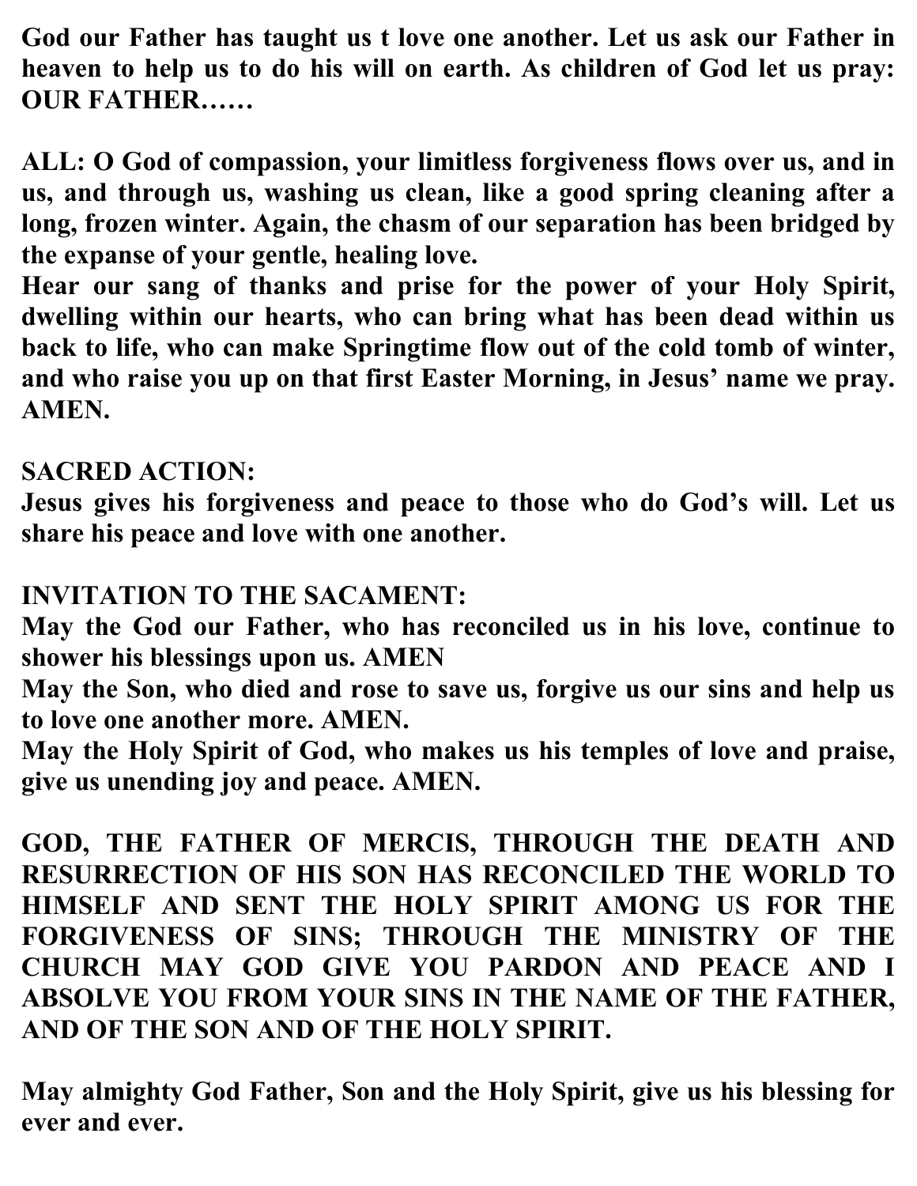**God our Father has taught us t love one another. Let us ask our Father in heaven to help us to do his will on earth. As children of God let us pray: OUR FATHER……**

**ALL: O God of compassion, your limitless forgiveness flows over us, and in us, and through us, washing us clean, like a good spring cleaning after a long, frozen winter. Again, the chasm of our separation has been bridged by the expanse of your gentle, healing love.**
**Hear our sang of thanks and prise for the power of your Holy Spirit, dwelling within our hearts, who can bring what has been dead within us back to life, who can make Springtime flow out of the cold tomb of winter, and who raise you up on that first Easter Morning, in Jesus' name we pray. AMEN.**

**SACRED ACTION:**
**Jesus gives his forgiveness and peace to those who do God's will. Let us share his peace and love with one another.**

**INVITATION TO THE SACAMENT:**
**May the God our Father, who has reconciled us in his love, continue to shower his blessings upon us. AMEN**
**May the Son, who died and rose to save us, forgive us our sins and help us to love one another more. AMEN.**
**May the Holy Spirit of God, who makes us his temples of love and praise, give us unending joy and peace. AMEN.**

**GOD, THE FATHER OF MERCIS, THROUGH THE DEATH AND RESURRECTION OF HIS SON HAS RECONCILED THE WORLD TO HIMSELF AND SENT THE HOLY SPIRIT AMONG US FOR THE FORGIVENESS OF SINS; THROUGH THE MINISTRY OF THE CHURCH MAY GOD GIVE YOU PARDON AND PEACE AND I ABSOLVE YOU FROM YOUR SINS IN THE NAME OF THE FATHER, AND OF THE SON AND OF THE HOLY SPIRIT.**

**May almighty God Father, Son and the Holy Spirit, give us his blessing for ever and ever.**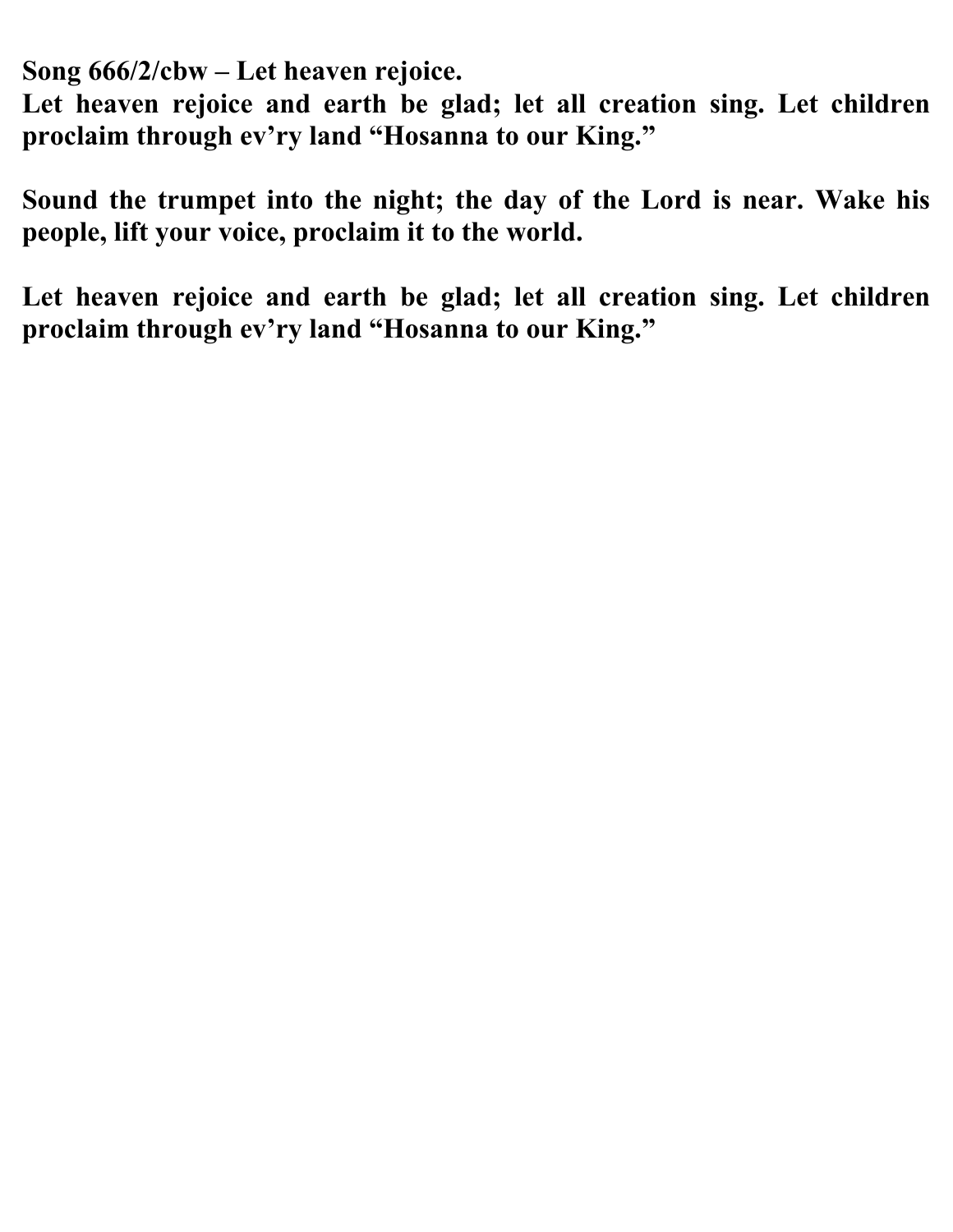**Song 666/2/cbw – Let heaven rejoice.**

**Let heaven rejoice and earth be glad; let all creation sing. Let children proclaim through ev’ry land “Hosanna to our King.”**

**Sound the trumpet into the night; the day of the Lord is near. Wake his people, lift your voice, proclaim it to the world.**

**Let heaven rejoice and earth be glad; let all creation sing. Let children proclaim through ev’ry land “Hosanna to our King.”**